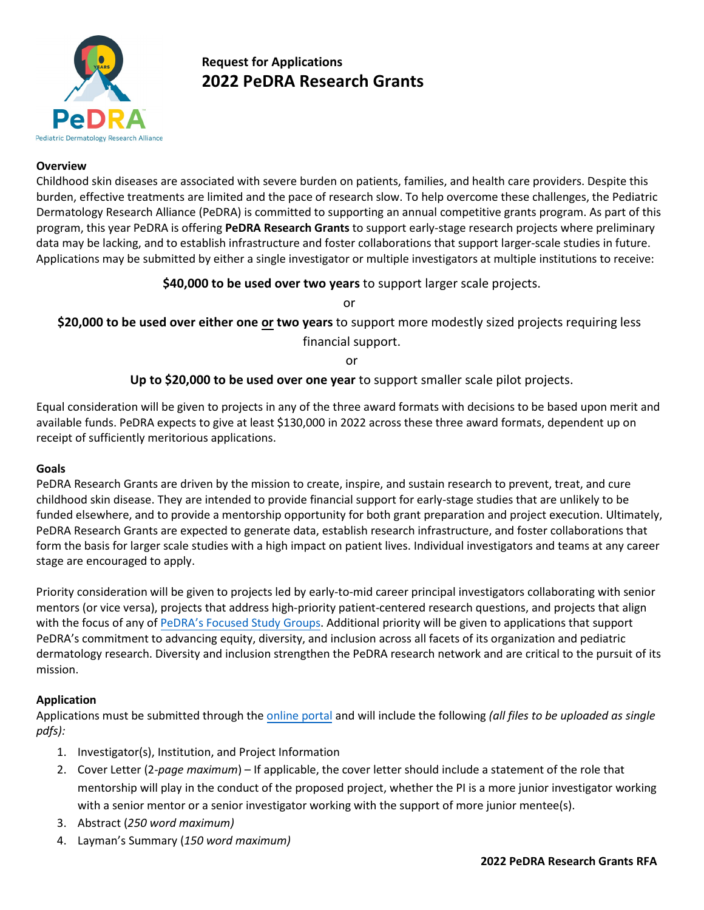Request for Applications

# 2022 PeDRA Research Grants

### Overview

Childhood skin diseases are associated with severe burden on patients, families, and health care providers. Despite this burden, effective treatments are limited and the pace of research slow. To help overcome these challenges, the Pediatric Dermatology Research Alliance (PeDRA) is committed to supporting an annual competitive grants program. As part of this program, this year PeDRA is offering **PeDRA Research Grants** to support early-stage research projects where preliminary data may be lacking, and to establish infrastructure and foster collaborations that support larger-scale studies in future. Applications may be submitted by either a single investigator or multiple investigators at multiple institutions to receive:

**$40,000 to be used over two years** to support larger scale projects.

or

**$20,000 to be used over either one <u>or</u> two years** to support more modestly sized projects requiring less financial support.

or

**Up to $20,000 to be used over one year** to support smaller scale pilot projects.

Equal consideration will be given to projects in any of the three award formats with decisions to be based upon merit and available funds. PeDRA expects to give at least $130,000 in 2022 across these three award formats, dependent up on receipt of sufficiently meritorious applications.

### Goals

PeDRA Research Grants are driven by the mission to create, inspire, and sustain research to prevent, treat, and cure childhood skin disease. They are intended to provide financial support for early-stage studies that are unlikely to be funded elsewhere, and to provide a mentorship opportunity for both grant preparation and project execution. Ultimately, PeDRA Research Grants are expected to generate data, establish research infrastructure, and foster collaborations that form the basis for larger scale studies with a high impact on patient lives. Individual investigators and teams at any career stage are encouraged to apply.

Priority consideration will be given to projects led by early-to-mid career principal investigators collaborating with senior mentors (or vice versa), projects that address high-priority patient-centered research questions, and projects that align with the focus of any of PeDRA's Focused Study Groups. Additional priority will be given to applications that support PeDRA's commitment to advancing equity, diversity, and inclusion across all facets of its organization and pediatric dermatology research. Diversity and inclusion strengthen the PeDRA research network and are critical to the pursuit of its mission.

### Application

Applications must be submitted through the online portal and will include the following *(all files to be uploaded as single pdfs)*:

1. Investigator(s), Institution, and Project Information
2. Cover Letter (2-*page maximum*) – If applicable, the cover letter should include a statement of the role that mentorship will play in the conduct of the proposed project, whether the PI is a more junior investigator working with a senior mentor or a senior investigator working with the support of more junior mentee(s).
3. Abstract (*250 word maximum)*
4. Layman's Summary (*150 word maximum)*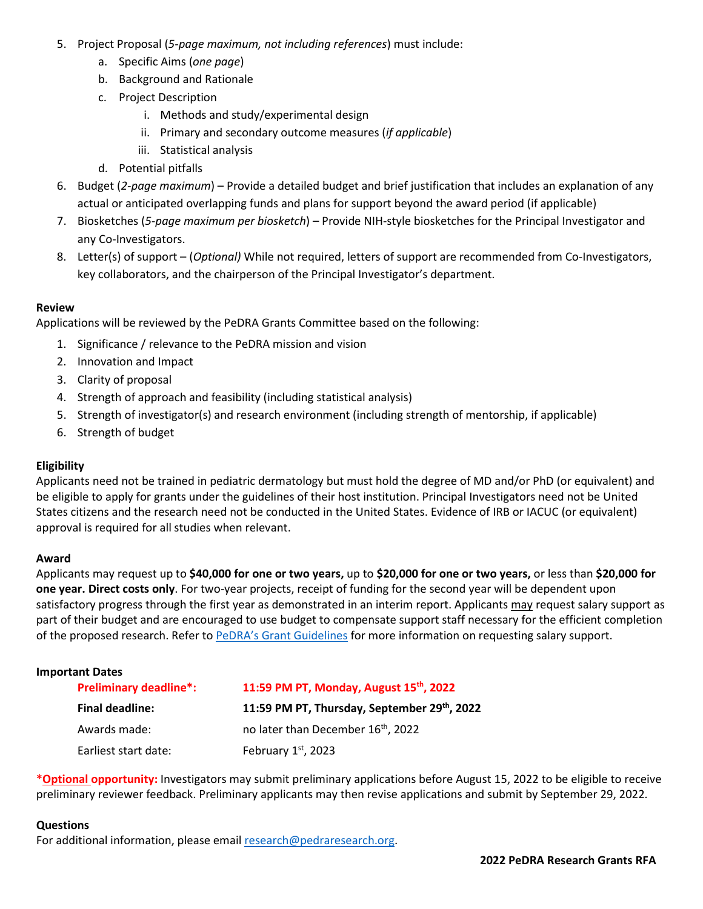5. Project Proposal (*5-page maximum, not including references*) must include:
    a. Specific Aims (*one page*)
    b. Background and Rationale
    c. Project Description
        i. Methods and study/experimental design
        ii. Primary and secondary outcome measures (*if applicable*)
        iii. Statistical analysis
    d. Potential pitfalls
6. Budget (*2-page maximum*) – Provide a detailed budget and brief justification that includes an explanation of any actual or anticipated overlapping funds and plans for support beyond the award period (if applicable)
7. Biosketches (*5-page maximum per biosketch*) – Provide NIH-style biosketches for the Principal Investigator and any Co-Investigators.
8. Letter(s) of support – (*Optional)* While not required, letters of support are recommended from Co-Investigators, key collaborators, and the chairperson of the Principal Investigator's department.

**Review**

Applications will be reviewed by the PeDRA Grants Committee based on the following:

1. Significance / relevance to the PeDRA mission and vision
2. Innovation and Impact
3. Clarity of proposal
4. Strength of approach and feasibility (including statistical analysis)
5. Strength of investigator(s) and research environment (including strength of mentorship, if applicable)
6. Strength of budget

**Eligibility**

Applicants need not be trained in pediatric dermatology but must hold the degree of MD and/or PhD (or equivalent) and be eligible to apply for grants under the guidelines of their host institution. Principal Investigators need not be United States citizens and the research need not be conducted in the United States. Evidence of IRB or IACUC (or equivalent) approval is required for all studies when relevant.

**Award**

Applicants may request up to **$40,000 for one or two years,** up to **$20,000 for one or two years,** or less than **$20,000 for one year. Direct costs only**. For two-year projects, receipt of funding for the second year will be dependent upon satisfactory progress through the first year as demonstrated in an interim report. Applicants may request salary support as part of their budget and are encouraged to use budget to compensate support staff necessary for the efficient completion of the proposed research. Refer to PeDRA's Grant Guidelines for more information on requesting salary support.

**Important Dates**

| | |
|---|---|
| **Preliminary deadline*:** | **11:59 PM PT, Monday, August 15th, 2022** |
| **Final deadline:** | **11:59 PM PT, Thursday, September 29th, 2022** |
| Awards made: | no later than December 16th, 2022 |
| Earliest start date: | February 1st, 2023 |

***Optional opportunity:** Investigators may submit preliminary applications before August 15, 2022 to be eligible to receive preliminary reviewer feedback. Preliminary applicants may then revise applications and submit by September 29, 2022.

**Questions**

For additional information, please email research@pedraresearch.org.

**2022 PeDRA Research Grants RFA**